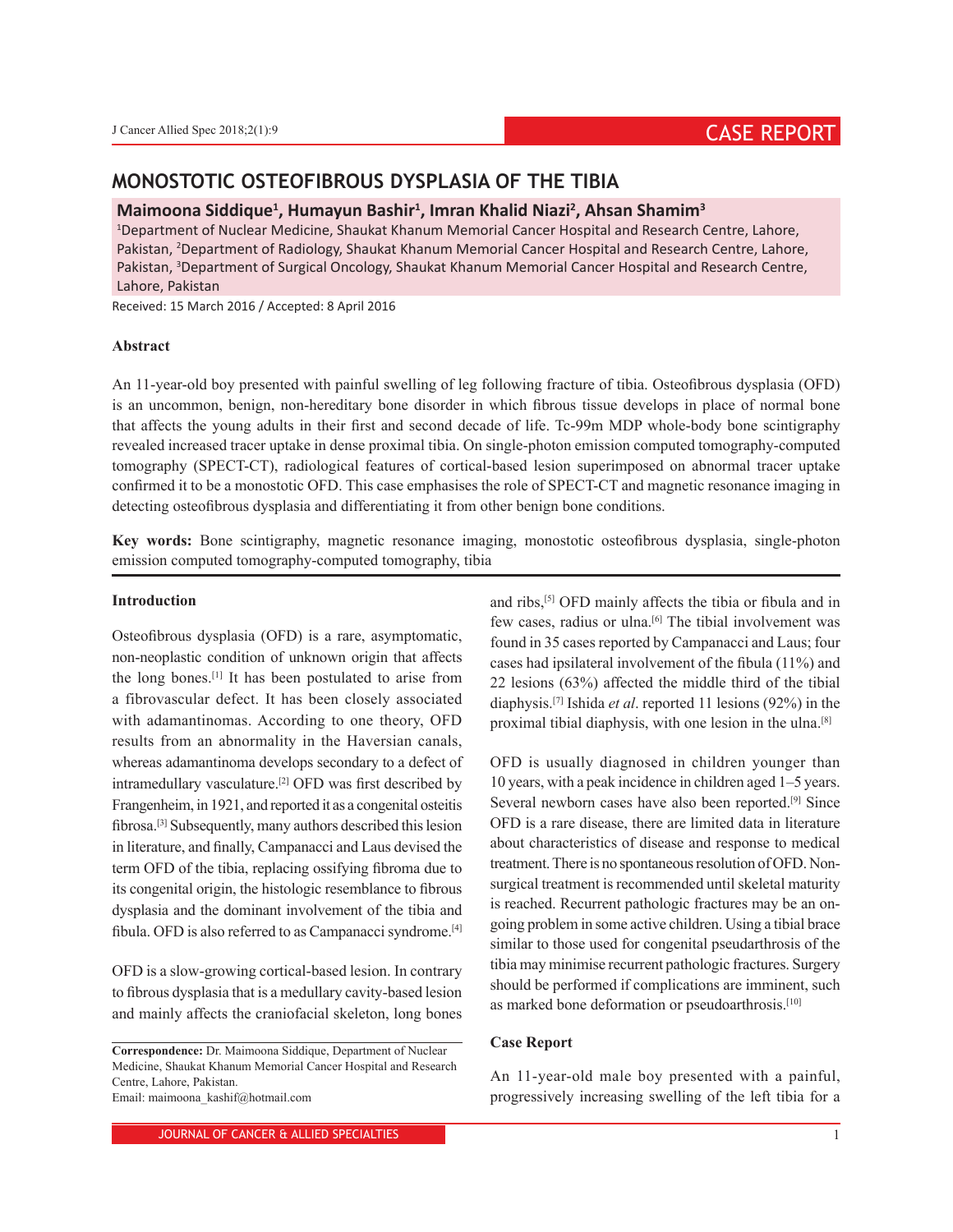# MONOSTOTIC OSTEOFIBROUS DYSPLASIA OF THE TIBIA

**Maimoona Siddique[1], Humayun Bashir[1], Imran Khalid Niazi[2], Ahsan Shamim[3]**

[1]Department of Nuclear Medicine, Shaukat Khanum Memorial Cancer Hospital and Research Centre, Lahore, Pakistan, [2]Department of Radiology, Shaukat Khanum Memorial Cancer Hospital and Research Centre, Lahore, Pakistan, [3]Department of Surgical Oncology, Shaukat Khanum Memorial Cancer Hospital and Research Centre, Lahore, Pakistan

Received: 15 March 2016 / Accepted: 8 April 2016

### Abstract

An 11-year-old boy presented with painful swelling of leg following fracture of tibia. Osteofibrous dysplasia (OFD) is an uncommon, benign, non-hereditary bone disorder in which fibrous tissue develops in place of normal bone that affects the young adults in their first and second decade of life. Tc-99m MDP whole-body bone scintigraphy revealed increased tracer uptake in dense proximal tibia. On single-photon emission computed tomography-computed tomography (SPECT-CT), radiological features of cortical-based lesion superimposed on abnormal tracer uptake confirmed it to be a monostotic OFD. This case emphasises the role of SPECT-CT and magnetic resonance imaging in detecting osteofibrous dysplasia and differentiating it from other benign bone conditions.

**Key words:** Bone scintigraphy, magnetic resonance imaging, monostotic osteofibrous dysplasia, single-photon emission computed tomography-computed tomography, tibia

## Introduction

Osteofibrous dysplasia (OFD) is a rare, asymptomatic, non-neoplastic condition of unknown origin that affects the long bones.[1] It has been postulated to arise from a fibrovascular defect. It has been closely associated with adamantinomas. According to one theory, OFD results from an abnormality in the Haversian canals, whereas adamantinoma develops secondary to a defect of intramedullary vasculature.[2] OFD was first described by Frangenheim, in 1921, and reported it as a congenital osteitis fibrosa.[3] Subsequently, many authors described this lesion in literature, and finally, Campanacci and Laus devised the term OFD of the tibia, replacing ossifying fibroma due to its congenital origin, the histologic resemblance to fibrous dysplasia and the dominant involvement of the tibia and fibula. OFD is also referred to as Campanacci syndrome.[4]

OFD is a slow-growing cortical-based lesion. In contrary to fibrous dysplasia that is a medullary cavity-based lesion and mainly affects the craniofacial skeleton, long bones and ribs,[5] OFD mainly affects the tibia or fibula and in few cases, radius or ulna.[6] The tibial involvement was found in 35 cases reported by Campanacci and Laus; four cases had ipsilateral involvement of the fibula (11%) and 22 lesions (63%) affected the middle third of the tibial diaphysis.[7] Ishida *et al*. reported 11 lesions (92%) in the proximal tibial diaphysis, with one lesion in the ulna.[8]

OFD is usually diagnosed in children younger than 10 years, with a peak incidence in children aged 1–5 years. Several newborn cases have also been reported.[9] Since OFD is a rare disease, there are limited data in literature about characteristics of disease and response to medical treatment. There is no spontaneous resolution of OFD. Non-surgical treatment is recommended until skeletal maturity is reached. Recurrent pathologic fractures may be an on-going problem in some active children. Using a tibial brace similar to those used for congenital pseudarthrosis of the tibia may minimise recurrent pathologic fractures. Surgery should be performed if complications are imminent, such as marked bone deformation or pseudoarthrosis.[10]

## Case Report

An 11-year-old male boy presented with a painful, progressively increasing swelling of the left tibia for a

**Correspondence:** Dr. Maimoona Siddique, Department of Nuclear Medicine, Shaukat Khanum Memorial Cancer Hospital and Research Centre, Lahore, Pakistan.
Email: maimoona_kashif@hotmail.com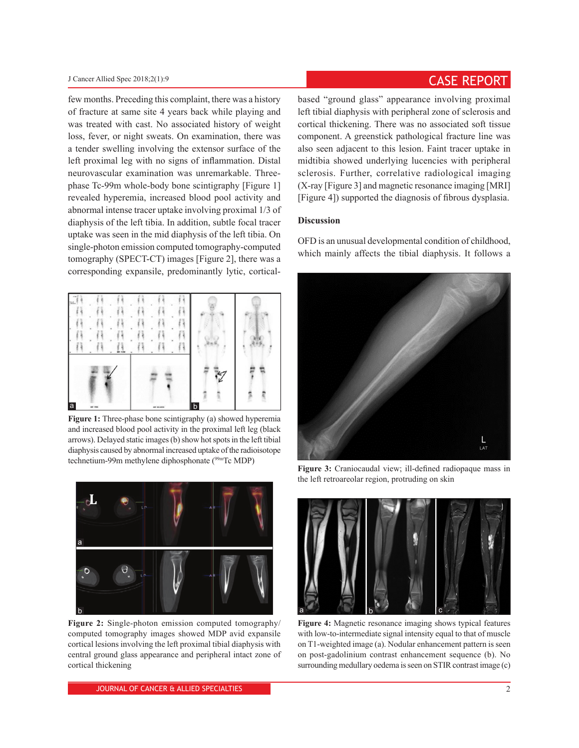few months. Preceding this complaint, there was a history of fracture at same site 4 years back while playing and was treated with cast. No associated history of weight loss, fever, or night sweats. On examination, there was a tender swelling involving the extensor surface of the left proximal leg with no signs of inflammation. Distal neurovascular examination was unremarkable. Three-phase Tc-99m whole-body bone scintigraphy [Figure 1] revealed hyperemia, increased blood pool activity and abnormal intense tracer uptake involving proximal 1/3 of diaphysis of the left tibia. In addition, subtle focal tracer uptake was seen in the mid diaphysis of the left tibia. On single-photon emission computed tomography-computed tomography (SPECT-CT) images [Figure 2], there was a corresponding expansile, predominantly lytic, cortical-based "ground glass" appearance involving proximal left tibial diaphysis with peripheral zone of sclerosis and cortical thickening. There was no associated soft tissue component. A greenstick pathological fracture line was also seen adjacent to this lesion. Faint tracer uptake in midtibia showed underlying lucencies with peripheral sclerosis. Further, correlative radiological imaging (X-ray [Figure 3] and magnetic resonance imaging [MRI] [Figure 4]) supported the diagnosis of fibrous dysplasia.

**Figure 1:** Three-phase bone scintigraphy (a) showed hyperemia and increased blood pool activity in the proximal left leg (black arrows). Delayed static images (b) show hot spots in the left tibial diaphysis caused by abnormal increased uptake of the radioisotope technetium-99m methylene diphosphonate ($^{99m}$Tc MDP)

**Figure 2:** Single-photon emission computed tomography/computed tomography images showed MDP avid expansile cortical lesions involving the left proximal tibial diaphysis with central ground glass appearance and peripheral intact zone of cortical thickening

## Discussion

OFD is an unusual developmental condition of childhood, which mainly affects the tibial diaphysis. It follows a

**Figure 3:** Craniocaudal view; ill-defined radiopaque mass in the left retroareolar region, protruding on skin

**Figure 4:** Magnetic resonance imaging shows typical features with low-to-intermediate signal intensity equal to that of muscle on T1-weighted image (a). Nodular enhancement pattern is seen on post-gadolinium contrast enhancement sequence (b). No surrounding medullary oedema is seen on STIR contrast image (c)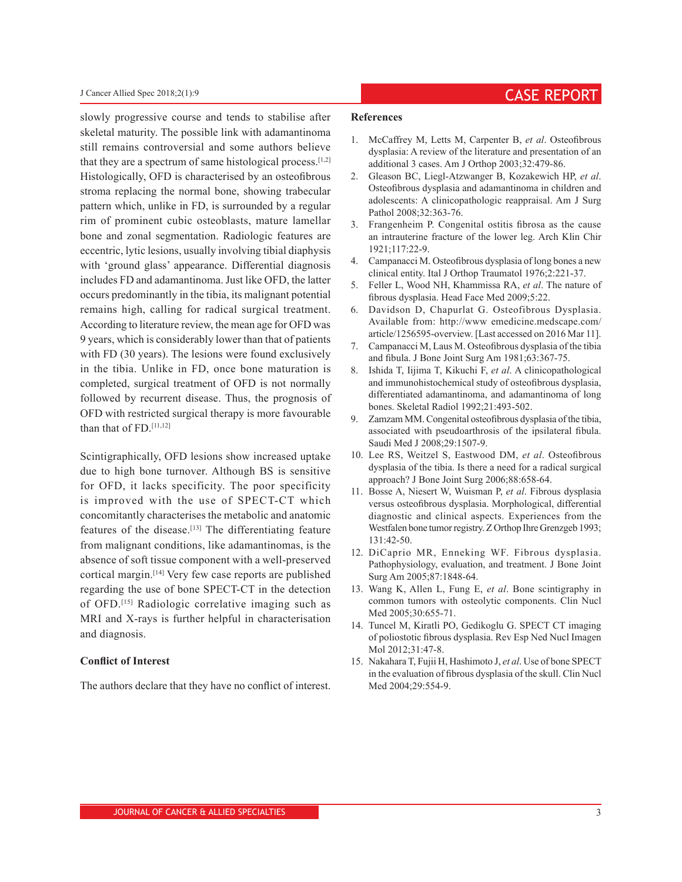slowly progressive course and tends to stabilise after skeletal maturity. The possible link with adamantinoma still remains controversial and some authors believe that they are a spectrum of same histological process.[1,2] Histologically, OFD is characterised by an osteofibrous stroma replacing the normal bone, showing trabecular pattern which, unlike in FD, is surrounded by a regular rim of prominent cubic osteoblasts, mature lamellar bone and zonal segmentation. Radiologic features are eccentric, lytic lesions, usually involving tibial diaphysis with 'ground glass' appearance. Differential diagnosis includes FD and adamantinoma. Just like OFD, the latter occurs predominantly in the tibia, its malignant potential remains high, calling for radical surgical treatment. According to literature review, the mean age for OFD was 9 years, which is considerably lower than that of patients with FD (30 years). The lesions were found exclusively in the tibia. Unlike in FD, once bone maturation is completed, surgical treatment of OFD is not normally followed by recurrent disease. Thus, the prognosis of OFD with restricted surgical therapy is more favourable than that of FD.[11,12]

Scintigraphically, OFD lesions show increased uptake due to high bone turnover. Although BS is sensitive for OFD, it lacks specificity. The poor specificity is improved with the use of SPECT-CT which concomitantly characterises the metabolic and anatomic features of the disease.[13] The differentiating feature from malignant conditions, like adamantinomas, is the absence of soft tissue component with a well-preserved cortical margin.[14] Very few case reports are published regarding the use of bone SPECT-CT in the detection of OFD.[15] Radiologic correlative imaging such as MRI and X-rays is further helpful in characterisation and diagnosis.

## Conflict of Interest

The authors declare that they have no conflict of interest.

## References

1. McCaffrey M, Letts M, Carpenter B, *et al*. Osteofibrous dysplasia: A review of the literature and presentation of an additional 3 cases. Am J Orthop 2003;32:479-86.
2. Gleason BC, Liegl-Atzwanger B, Kozakewich HP, *et al*. Osteofibrous dysplasia and adamantinoma in children and adolescents: A clinicopathologic reappraisal. Am J Surg Pathol 2008;32:363-76.
3. Frangenheim P. Congenital ostitis fibrosa as the cause an intrauterine fracture of the lower leg. Arch Klin Chir 1921;117:22-9.
4. Campanacci M. Osteofibrous dysplasia of long bones a new clinical entity. Ital J Orthop Traumatol 1976;2:221-37.
5. Feller L, Wood NH, Khammissa RA, *et al*. The nature of fibrous dysplasia. Head Face Med 2009;5:22.
6. Davidson D, Chapurlat G. Osteofibrous Dysplasia. Available from: http://www emedicine.medscape.com/article/1256595-overview. [Last accessed on 2016 Mar 11].
7. Campanacci M, Laus M. Osteofibrous dysplasia of the tibia and fibula. J Bone Joint Surg Am 1981;63:367-75.
8. Ishida T, Iijima T, Kikuchi F, *et al*. A clinicopathological and immunohistochemical study of osteofibrous dysplasia, differentiated adamantinoma, and adamantinoma of long bones. Skeletal Radiol 1992;21:493-502.
9. Zamzam MM. Congenital osteofibrous dysplasia of the tibia, associated with pseudoarthrosis of the ipsilateral fibula. Saudi Med J 2008;29:1507-9.
10. Lee RS, Weitzel S, Eastwood DM, *et al*. Osteofibrous dysplasia of the tibia. Is there a need for a radical surgical approach? J Bone Joint Surg 2006;88:658-64.
11. Bosse A, Niesert W, Wuisman P, *et al*. Fibrous dysplasia versus osteofibrous dysplasia. Morphological, differential diagnostic and clinical aspects. Experiences from the Westfalen bone tumor registry. Z Orthop Ihre Grenzgeb 1993;131:42-50.
12. DiCaprio MR, Enneking WF. Fibrous dysplasia. Pathophysiology, evaluation, and treatment. J Bone Joint Surg Am 2005;87:1848-64.
13. Wang K, Allen L, Fung E, *et al*. Bone scintigraphy in common tumors with osteolytic components. Clin Nucl Med 2005;30:655-71.
14. Tuncel M, Kiratli PO, Gedikoglu G. SPECT CT imaging of poliostotic fibrous dysplasia. Rev Esp Ned Nucl Imagen Mol 2012;31:47-8.
15. Nakahara T, Fujii H, Hashimoto J, *et al*. Use of bone SPECT in the evaluation of fibrous dysplasia of the skull. Clin Nucl Med 2004;29:554-9.